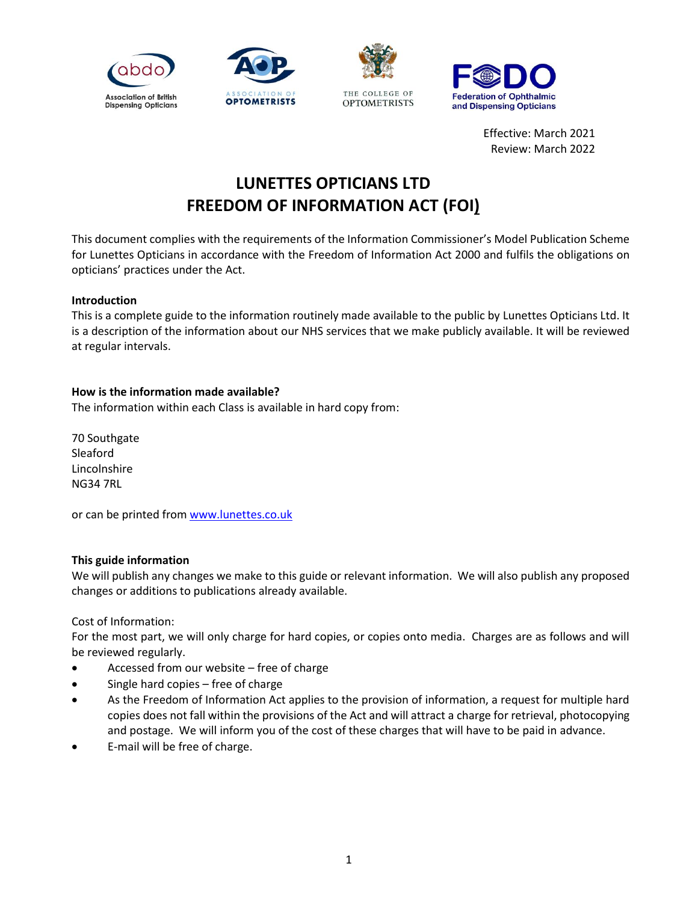Effective: March 2021
Review: March 2022

# LUNETTES OPTICIANS LTD
# FREEDOM OF INFORMATION ACT (FOI)

This document complies with the requirements of the Information Commissioner's Model Publication Scheme for Lunettes Opticians in accordance with the Freedom of Information Act 2000 and fulfils the obligations on opticians' practices under the Act.

**Introduction**

This is a complete guide to the information routinely made available to the public by Lunettes Opticians Ltd. It is a description of the information about our NHS services that we make publicly available. It will be reviewed at regular intervals.

**How is the information made available?**

The information within each Class is available in hard copy from:

70 Southgate
Sleaford
Lincolnshire
NG34 7RL

or can be printed from [www.lunettes.co.uk](http://www.lunettes.co.uk)

**This guide information**

We will publish any changes we make to this guide or relevant information. We will also publish any proposed changes or additions to publications already available.

Cost of Information:

For the most part, we will only charge for hard copies, or copies onto media. Charges are as follows and will be reviewed regularly.

- Accessed from our website – free of charge
- Single hard copies – free of charge
- As the Freedom of Information Act applies to the provision of information, a request for multiple hard copies does not fall within the provisions of the Act and will attract a charge for retrieval, photocopying and postage. We will inform you of the cost of these charges that will have to be paid in advance.
- E-mail will be free of charge.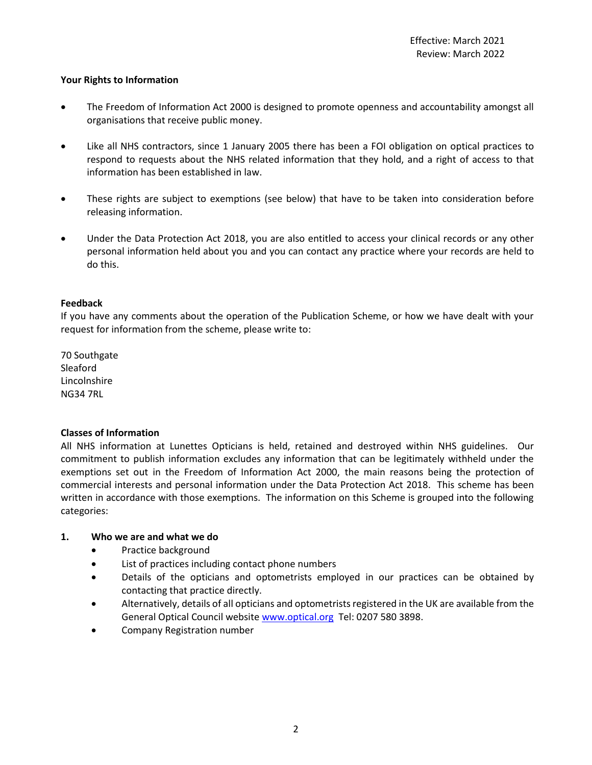Effective: March 2021
Review: March 2022

**Your Rights to Information**

- The Freedom of Information Act 2000 is designed to promote openness and accountability amongst all organisations that receive public money.
- Like all NHS contractors, since 1 January 2005 there has been a FOI obligation on optical practices to respond to requests about the NHS related information that they hold, and a right of access to that information has been established in law.
- These rights are subject to exemptions (see below) that have to be taken into consideration before releasing information.
- Under the Data Protection Act 2018, you are also entitled to access your clinical records or any other personal information held about you and you can contact any practice where your records are held to do this.

**Feedback**

If you have any comments about the operation of the Publication Scheme, or how we have dealt with your request for information from the scheme, please write to:

70 Southgate
Sleaford
Lincolnshire
NG34 7RL

**Classes of Information**

All NHS information at Lunettes Opticians is held, retained and destroyed within NHS guidelines. Our commitment to publish information excludes any information that can be legitimately withheld under the exemptions set out in the Freedom of Information Act 2000, the main reasons being the protection of commercial interests and personal information under the Data Protection Act 2018. This scheme has been written in accordance with those exemptions. The information on this Scheme is grouped into the following categories:

1. **Who we are and what we do**
   - Practice background
   - List of practices including contact phone numbers
   - Details of the opticians and optometrists employed in our practices can be obtained by contacting that practice directly.
   - Alternatively, details of all opticians and optometrists registered in the UK are available from the General Optical Council website [www.optical.org](http://www.optical.org) Tel: 0207 580 3898.
   - Company Registration number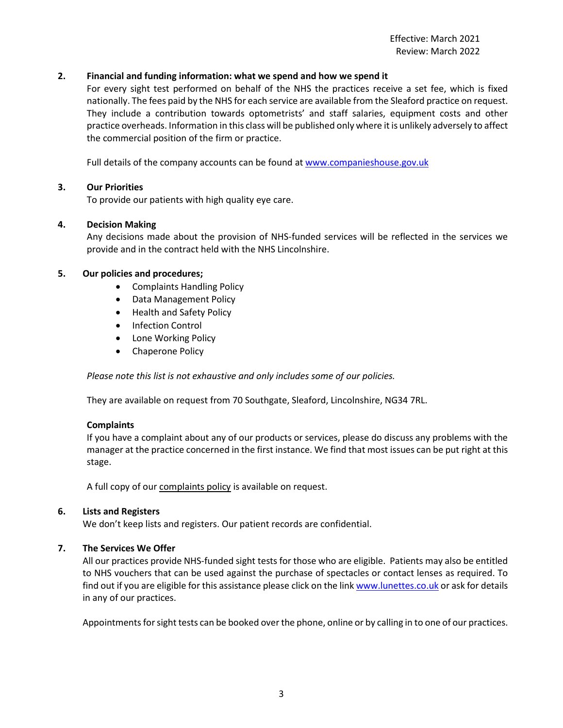Effective: March 2021
Review: March 2022

## 2. Financial and funding information: what we spend and how we spend it

For every sight test performed on behalf of the NHS the practices receive a set fee, which is fixed nationally. The fees paid by the NHS for each service are available from the Sleaford practice on request. They include a contribution towards optometrists' and staff salaries, equipment costs and other practice overheads. Information in this class will be published only where it is unlikely adversely to affect the commercial position of the firm or practice.

Full details of the company accounts can be found at [www.companieshouse.gov.uk](http://www.companieshouse.gov.uk)

## 3. Our Priorities

To provide our patients with high quality eye care.

## 4. Decision Making

Any decisions made about the provision of NHS-funded services will be reflected in the services we provide and in the contract held with the NHS Lincolnshire.

## 5. Our policies and procedures;

- Complaints Handling Policy
- Data Management Policy
- Health and Safety Policy
- Infection Control
- Lone Working Policy
- Chaperone Policy

*Please note this list is not exhaustive and only includes some of our policies.*

They are available on request from 70 Southgate, Sleaford, Lincolnshire, NG34 7RL.

### Complaints

If you have a complaint about any of our products or services, please do discuss any problems with the manager at the practice concerned in the first instance. We find that most issues can be put right at this stage.

A full copy of our complaints policy is available on request.

## 6. Lists and Registers

We don't keep lists and registers. Our patient records are confidential.

## 7. The Services We Offer

All our practices provide NHS-funded sight tests for those who are eligible. Patients may also be entitled to NHS vouchers that can be used against the purchase of spectacles or contact lenses as required. To find out if you are eligible for this assistance please click on the link [www.lunettes.co.uk](http://www.lunettes.co.uk) or ask for details in any of our practices.

Appointments for sight tests can be booked over the phone, online or by calling in to one of our practices.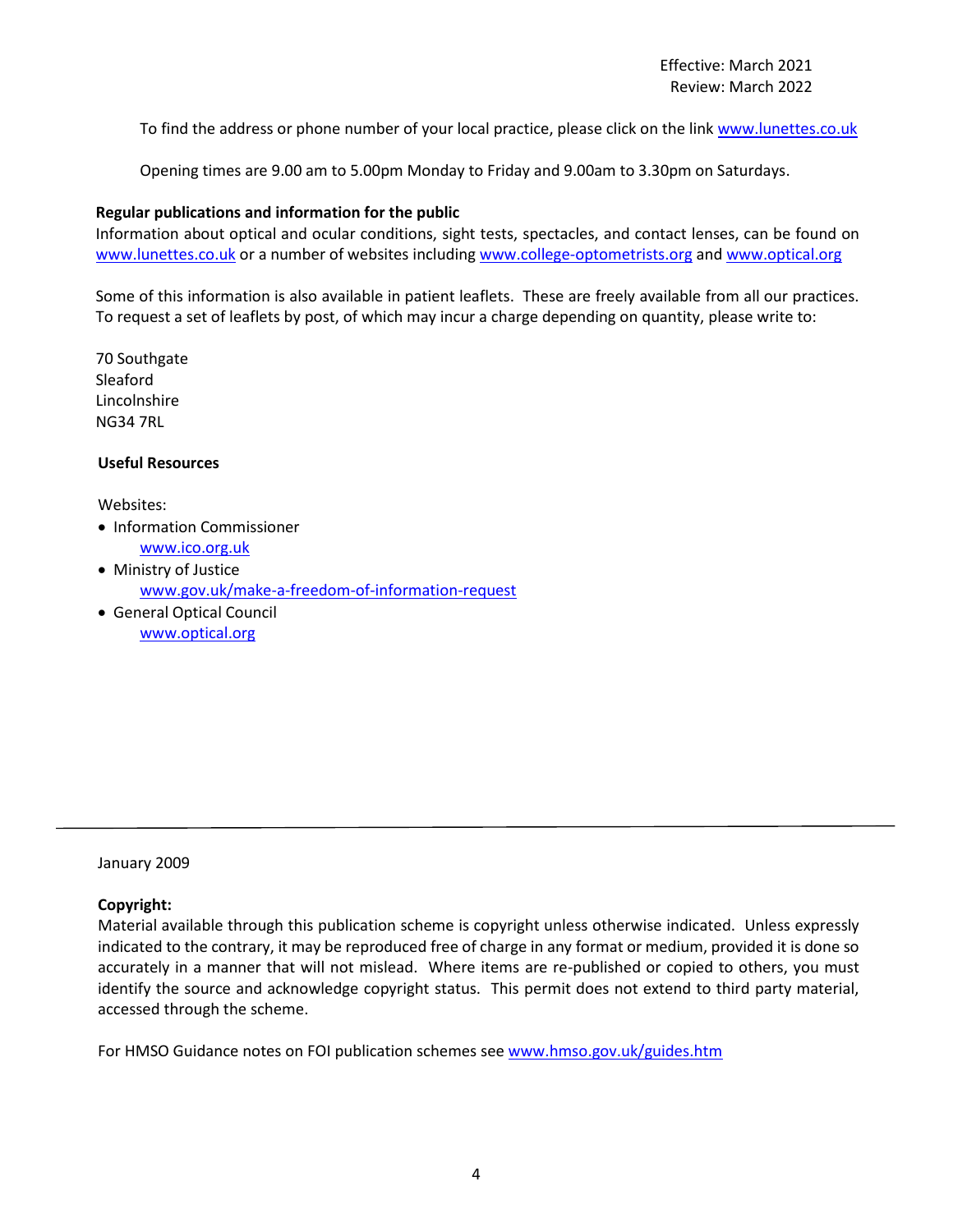Effective: March 2021
Review: March 2022

To find the address or phone number of your local practice, please click on the link www.lunettes.co.uk

Opening times are 9.00 am to 5.00pm Monday to Friday and 9.00am to 3.30pm on Saturdays.

**Regular publications and information for the public**

Information about optical and ocular conditions, sight tests, spectacles, and contact lenses, can be found on www.lunettes.co.uk or a number of websites including www.college-optometrists.org and www.optical.org

Some of this information is also available in patient leaflets. These are freely available from all our practices. To request a set of leaflets by post, of which may incur a charge depending on quantity, please write to:

70 Southgate
Sleaford
Lincolnshire
NG34 7RL

**Useful Resources**

Websites:

- Information Commissioner
  www.ico.org.uk
- Ministry of Justice
  www.gov.uk/make-a-freedom-of-information-request
- General Optical Council
  www.optical.org

---

January 2009

**Copyright:**

Material available through this publication scheme is copyright unless otherwise indicated. Unless expressly indicated to the contrary, it may be reproduced free of charge in any format or medium, provided it is done so accurately in a manner that will not mislead. Where items are re-published or copied to others, you must identify the source and acknowledge copyright status. This permit does not extend to third party material, accessed through the scheme.

For HMSO Guidance notes on FOI publication schemes see www.hmso.gov.uk/guides.htm